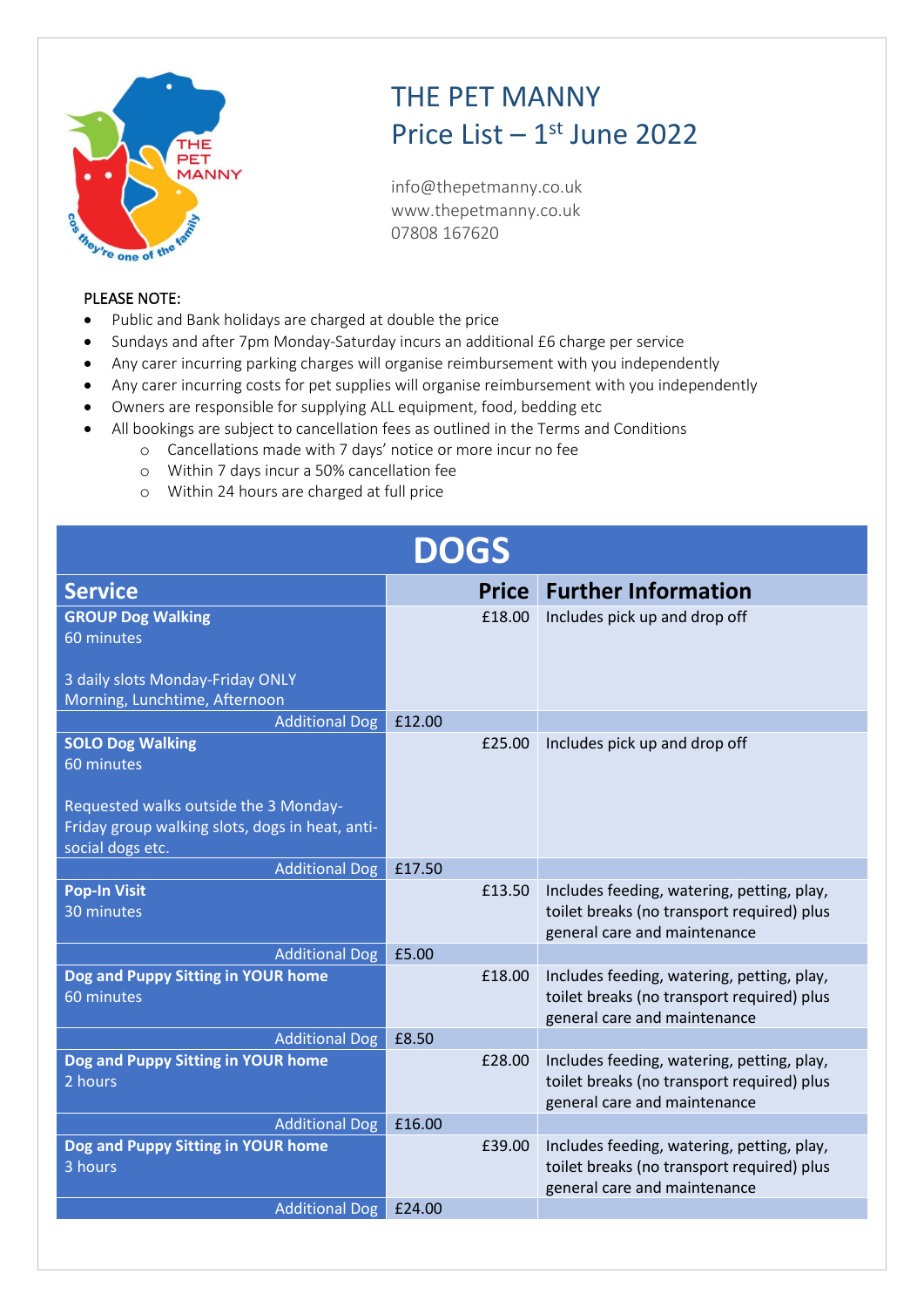# THE PET MANNY
## Price List – 1st June 2022

info@thepetmanny.co.uk
www.thepetmanny.co.uk
07808 167620

PLEASE NOTE:

- Public and Bank holidays are charged at double the price
- Sundays and after 7pm Monday-Saturday incurs an additional £6 charge per service
- Any carer incurring parking charges will organise reimbursement with you independently
- Any carer incurring costs for pet supplies will organise reimbursement with you independently
- Owners are responsible for supplying ALL equipment, food, bedding etc
- All bookings are subject to cancellation fees as outlined in the Terms and Conditions
  - Cancellations made with 7 days' notice or more incur no fee
  - Within 7 days incur a 50% cancellation fee
  - Within 24 hours are charged at full price

## DOGS

| Service | Price | Further Information |
|---|---|---|
| **GROUP Dog Walking**<br>60 minutes<br><br>3 daily slots Monday-Friday ONLY<br>Morning, Lunchtime, Afternoon | £18.00 | Includes pick up and drop off |
| Additional Dog | £12.00 | |
| **SOLO Dog Walking**<br>60 minutes<br><br>Requested walks outside the 3 Monday-Friday group walking slots, dogs in heat, anti-social dogs etc. | £25.00 | Includes pick up and drop off |
| Additional Dog | £17.50 | |
| **Pop-In Visit**<br>30 minutes | £13.50 | Includes feeding, watering, petting, play, toilet breaks (no transport required) plus general care and maintenance |
| Additional Dog | £5.00 | |
| **Dog and Puppy Sitting in YOUR home**<br>60 minutes | £18.00 | Includes feeding, watering, petting, play, toilet breaks (no transport required) plus general care and maintenance |
| Additional Dog | £8.50 | |
| **Dog and Puppy Sitting in YOUR home**<br>2 hours | £28.00 | Includes feeding, watering, petting, play, toilet breaks (no transport required) plus general care and maintenance |
| Additional Dog | £16.00 | |
| **Dog and Puppy Sitting in YOUR home**<br>3 hours | £39.00 | Includes feeding, watering, petting, play, toilet breaks (no transport required) plus general care and maintenance |
| Additional Dog | £24.00 | |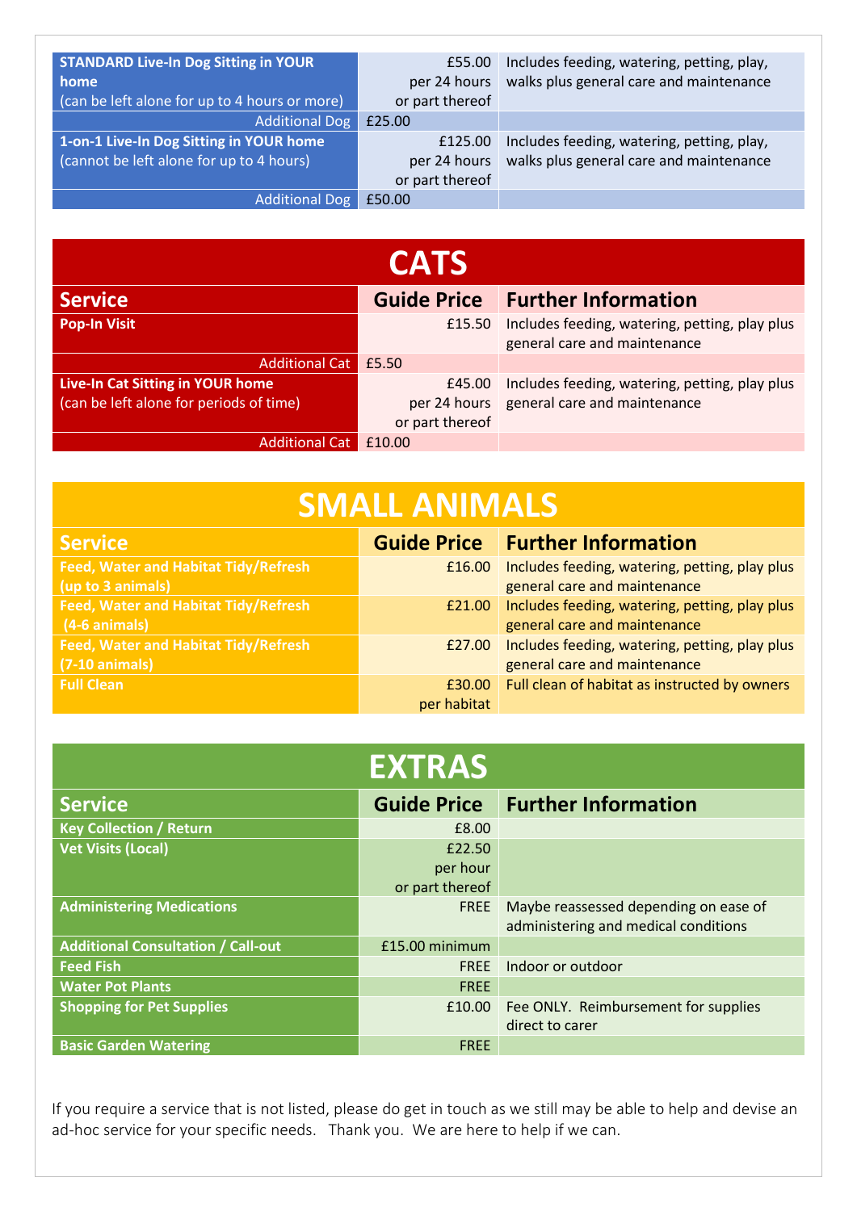| | | |
|---|---|---|
| **STANDARD Live-In Dog Sitting in YOUR home** (can be left alone for up to 4 hours or more) | £55.00 per 24 hours or part thereof | Includes feeding, watering, petting, play, walks plus general care and maintenance |
| Additional Dog | £25.00 | |
| **1-on-1 Live-In Dog Sitting in YOUR home** (cannot be left alone for up to 4 hours) | £125.00 per 24 hours or part thereof | Includes feeding, watering, petting, play, walks plus general care and maintenance |
| Additional Dog | £50.00 | |

# CATS

| Service | Guide Price | Further Information |
|---|---|---|
| **Pop-In Visit** | £15.50 | Includes feeding, watering, petting, play plus general care and maintenance |
| Additional Cat | £5.50 | |
| **Live-In Cat Sitting in YOUR home** (can be left alone for periods of time) | £45.00 per 24 hours or part thereof | Includes feeding, watering, petting, play plus general care and maintenance |
| Additional Cat | £10.00 | |

# SMALL ANIMALS

| Service | Guide Price | Further Information |
|---|---|---|
| **Feed, Water and Habitat Tidy/Refresh (up to 3 animals)** | £16.00 | Includes feeding, watering, petting, play plus general care and maintenance |
| **Feed, Water and Habitat Tidy/Refresh (4-6 animals)** | £21.00 | Includes feeding, watering, petting, play plus general care and maintenance |
| **Feed, Water and Habitat Tidy/Refresh (7-10 animals)** | £27.00 | Includes feeding, watering, petting, play plus general care and maintenance |
| **Full Clean** | £30.00 per habitat | Full clean of habitat as instructed by owners |

# EXTRAS

| Service | Guide Price | Further Information |
|---|---|---|
| **Key Collection / Return** | £8.00 | |
| **Vet Visits (Local)** | £22.50 per hour or part thereof | |
| **Administering Medications** | FREE | Maybe reassessed depending on ease of administering and medical conditions |
| **Additional Consultation / Call-out** | £15.00 minimum | |
| **Feed Fish** | FREE | Indoor or outdoor |
| **Water Pot Plants** | FREE | |
| **Shopping for Pet Supplies** | £10.00 | Fee ONLY. Reimbursement for supplies direct to carer |
| **Basic Garden Watering** | FREE | |

If you require a service that is not listed, please do get in touch as we still may be able to help and devise an ad-hoc service for your specific needs. Thank you. We are here to help if we can.